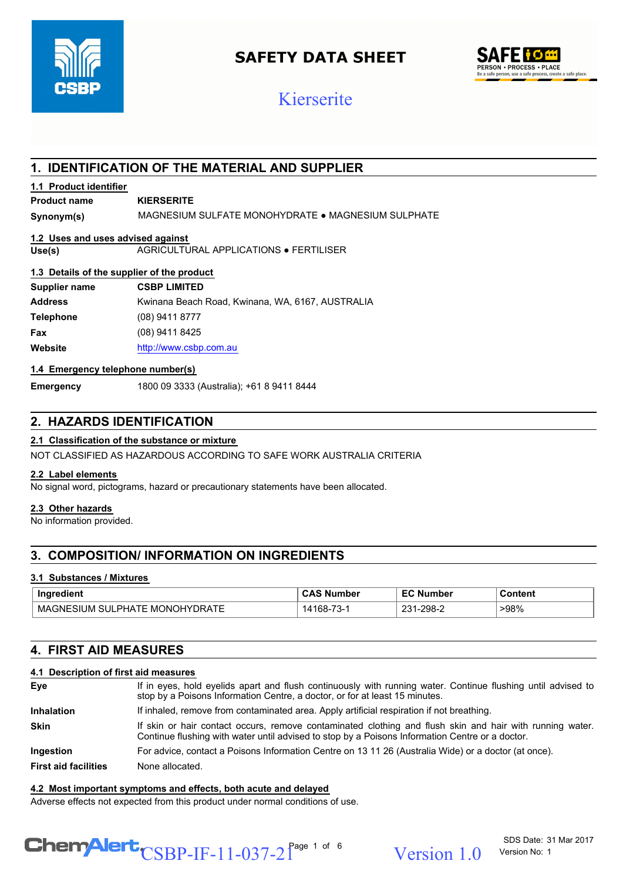# SAFETY DATA SHEET

## Kierserite

## 1. IDENTIFICATION OF THE MATERIAL AND SUPPLIER

### 1.1 Product identifier

| | |
|---|---|
| **Product name** | **KIERSERITE** |
| **Synonym(s)** | MAGNESIUM SULFATE MONOHYDRATE ● MAGNESIUM SULPHATE |

### 1.2 Uses and uses advised against

| | |
|---|---|
| **Use(s)** | AGRICULTURAL APPLICATIONS ● FERTILISER |

### 1.3 Details of the supplier of the product

| | |
|---|---|
| **Supplier name** | **CSBP LIMITED** |
| **Address** | Kwinana Beach Road, Kwinana, WA, 6167, AUSTRALIA |
| **Telephone** | (08) 9411 8777 |
| **Fax** | (08) 9411 8425 |
| **Website** | http://www.csbp.com.au |

### 1.4 Emergency telephone number(s)

| | |
|---|---|
| **Emergency** | 1800 09 3333 (Australia); +61 8 9411 8444 |

## 2. HAZARDS IDENTIFICATION

### 2.1 Classification of the substance or mixture

NOT CLASSIFIED AS HAZARDOUS ACCORDING TO SAFE WORK AUSTRALIA CRITERIA

### 2.2 Label elements

No signal word, pictograms, hazard or precautionary statements have been allocated.

### 2.3 Other hazards

No information provided.

## 3. COMPOSITION/ INFORMATION ON INGREDIENTS

### 3.1 Substances / Mixtures

| Ingredient | CAS Number | EC Number | Content |
|---|---|---|---|
| MAGNESIUM SULPHATE MONOHYDRATE | 14168-73-1 | 231-298-2 | >98% |

## 4. FIRST AID MEASURES

### 4.1 Description of first aid measures

| | |
|---|---|
| **Eye** | If in eyes, hold eyelids apart and flush continuously with running water. Continue flushing until advised to stop by a Poisons Information Centre, a doctor, or for at least 15 minutes. |
| **Inhalation** | If inhaled, remove from contaminated area. Apply artificial respiration if not breathing. |
| **Skin** | If skin or hair contact occurs, remove contaminated clothing and flush skin and hair with running water. Continue flushing with water until advised to stop by a Poisons Information Centre or a doctor. |
| **Ingestion** | For advice, contact a Poisons Information Centre on 13 11 26 (Australia Wide) or a doctor (at once). |
| **First aid facilities** | None allocated. |

### 4.2 Most important symptoms and effects, both acute and delayed

Adverse effects not expected from this product under normal conditions of use.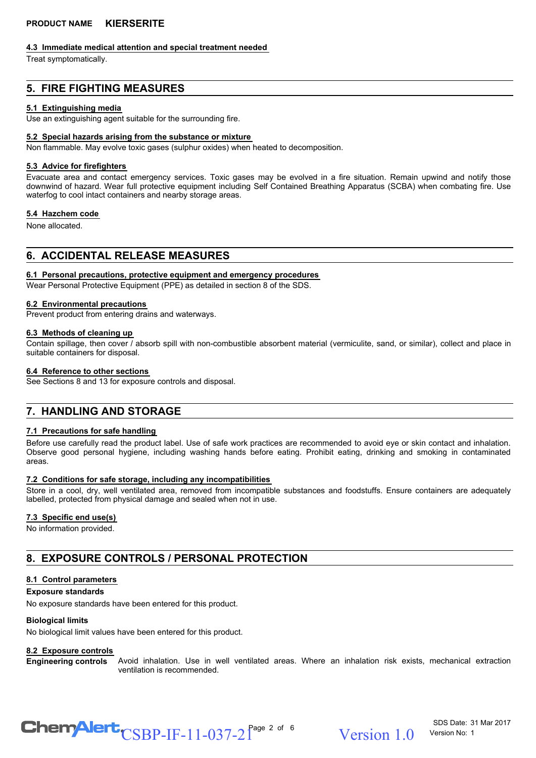#### 4.3 Immediate medical attention and special treatment needed

Treat symptomatically.

## 5. FIRE FIGHTING MEASURES

#### 5.1 Extinguishing media

Use an extinguishing agent suitable for the surrounding fire.

#### 5.2 Special hazards arising from the substance or mixture

Non flammable. May evolve toxic gases (sulphur oxides) when heated to decomposition.

#### 5.3 Advice for firefighters

Evacuate area and contact emergency services. Toxic gases may be evolved in a fire situation. Remain upwind and notify those downwind of hazard. Wear full protective equipment including Self Contained Breathing Apparatus (SCBA) when combating fire. Use waterfog to cool intact containers and nearby storage areas.

#### 5.4 Hazchem code

None allocated.

## 6. ACCIDENTAL RELEASE MEASURES

#### 6.1 Personal precautions, protective equipment and emergency procedures

Wear Personal Protective Equipment (PPE) as detailed in section 8 of the SDS.

#### 6.2 Environmental precautions

Prevent product from entering drains and waterways.

#### 6.3 Methods of cleaning up

Contain spillage, then cover / absorb spill with non-combustible absorbent material (vermiculite, sand, or similar), collect and place in suitable containers for disposal.

#### 6.4 Reference to other sections

See Sections 8 and 13 for exposure controls and disposal.

## 7. HANDLING AND STORAGE

#### 7.1 Precautions for safe handling

Before use carefully read the product label. Use of safe work practices are recommended to avoid eye or skin contact and inhalation. Observe good personal hygiene, including washing hands before eating. Prohibit eating, drinking and smoking in contaminated areas.

#### 7.2 Conditions for safe storage, including any incompatibilities

Store in a cool, dry, well ventilated area, removed from incompatible substances and foodstuffs. Ensure containers are adequately labelled, protected from physical damage and sealed when not in use.

#### 7.3 Specific end use(s)

No information provided.

## 8. EXPOSURE CONTROLS / PERSONAL PROTECTION

#### 8.1 Control parameters

**Exposure standards**

No exposure standards have been entered for this product.

**Biological limits**

No biological limit values have been entered for this product.

#### 8.2 Exposure controls

**Engineering controls** Avoid inhalation. Use in well ventilated areas. Where an inhalation risk exists, mechanical extraction ventilation is recommended.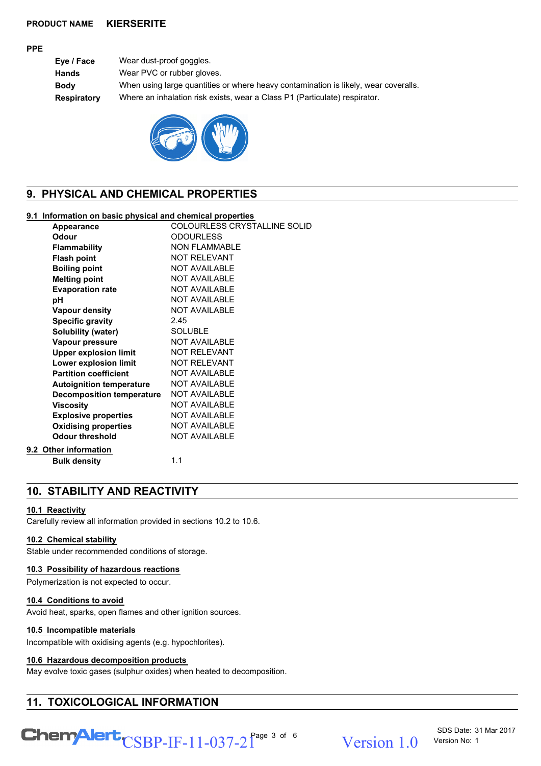**PRODUCT NAME KIERSERITE**

**PPE**

| | |
|---|---|
| **Eye / Face** | Wear dust-proof goggles. |
| **Hands** | Wear PVC or rubber gloves. |
| **Body** | When using large quantities or where heavy contamination is likely, wear coveralls. |
| **Respiratory** | Where an inhalation risk exists, wear a Class P1 (Particulate) respirator. |

## 9. PHYSICAL AND CHEMICAL PROPERTIES

### 9.1 Information on basic physical and chemical properties

| | |
|---|---|
| **Appearance** | COLOURLESS CRYSTALLINE SOLID |
| **Odour** | ODOURLESS |
| **Flammability** | NON FLAMMABLE |
| **Flash point** | NOT RELEVANT |
| **Boiling point** | NOT AVAILABLE |
| **Melting point** | NOT AVAILABLE |
| **Evaporation rate** | NOT AVAILABLE |
| **pH** | NOT AVAILABLE |
| **Vapour density** | NOT AVAILABLE |
| **Specific gravity** | 2.45 |
| **Solubility (water)** | SOLUBLE |
| **Vapour pressure** | NOT AVAILABLE |
| **Upper explosion limit** | NOT RELEVANT |
| **Lower explosion limit** | NOT RELEVANT |
| **Partition coefficient** | NOT AVAILABLE |
| **Autoignition temperature** | NOT AVAILABLE |
| **Decomposition temperature** | NOT AVAILABLE |
| **Viscosity** | NOT AVAILABLE |
| **Explosive properties** | NOT AVAILABLE |
| **Oxidising properties** | NOT AVAILABLE |
| **Odour threshold** | NOT AVAILABLE |

### 9.2 Other information

| | |
|---|---|
| **Bulk density** | 1.1 |

## 10. STABILITY AND REACTIVITY

### 10.1 Reactivity

Carefully review all information provided in sections 10.2 to 10.6.

### 10.2 Chemical stability

Stable under recommended conditions of storage.

### 10.3 Possibility of hazardous reactions

Polymerization is not expected to occur.

### 10.4 Conditions to avoid

Avoid heat, sparks, open flames and other ignition sources.

### 10.5 Incompatible materials

Incompatible with oxidising agents (e.g. hypochlorites).

### 10.6 Hazardous decomposition products

May evolve toxic gases (sulphur oxides) when heated to decomposition.

## 11. TOXICOLOGICAL INFORMATION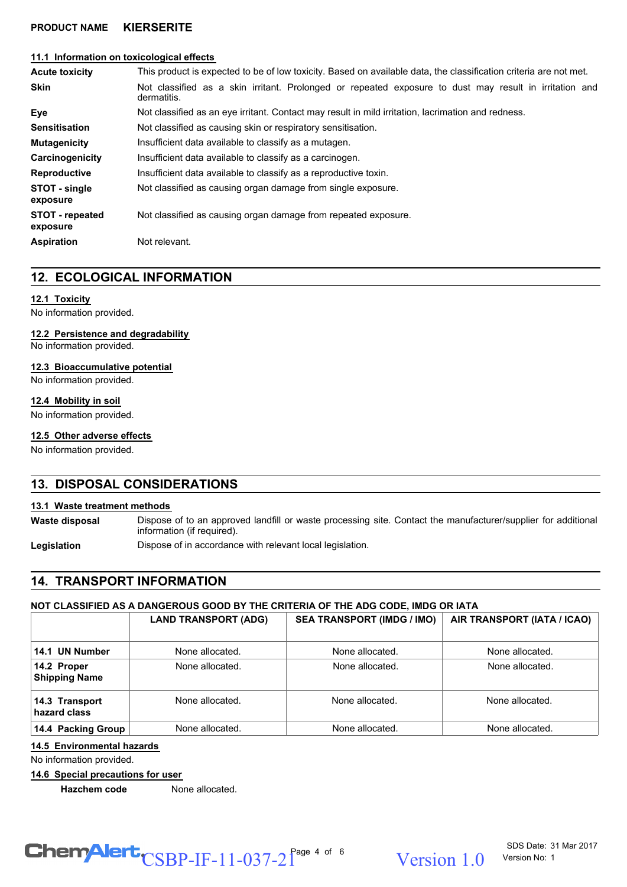### 11.1 Information on toxicological effects

| | |
|---|---|
| **Acute toxicity** | This product is expected to be of low toxicity. Based on available data, the classification criteria are not met. |
| **Skin** | Not classified as a skin irritant. Prolonged or repeated exposure to dust may result in irritation and dermatitis. |
| **Eye** | Not classified as an eye irritant. Contact may result in mild irritation, lacrimation and redness. |
| **Sensitisation** | Not classified as causing skin or respiratory sensitisation. |
| **Mutagenicity** | Insufficient data available to classify as a mutagen. |
| **Carcinogenicity** | Insufficient data available to classify as a carcinogen. |
| **Reproductive** | Insufficient data available to classify as a reproductive toxin. |
| **STOT - single exposure** | Not classified as causing organ damage from single exposure. |
| **STOT - repeated exposure** | Not classified as causing organ damage from repeated exposure. |
| **Aspiration** | Not relevant. |

## 12. ECOLOGICAL INFORMATION

### 12.1 Toxicity

No information provided.

### 12.2 Persistence and degradability

No information provided.

### 12.3 Bioaccumulative potential

No information provided.

### 12.4 Mobility in soil

No information provided.

### 12.5 Other adverse effects

No information provided.

## 13. DISPOSAL CONSIDERATIONS

### 13.1 Waste treatment methods

| | |
|---|---|
| **Waste disposal** | Dispose of to an approved landfill or waste processing site. Contact the manufacturer/supplier for additional information (if required). |
| **Legislation** | Dispose of in accordance with relevant local legislation. |

## 14. TRANSPORT INFORMATION

**NOT CLASSIFIED AS A DANGEROUS GOOD BY THE CRITERIA OF THE ADG CODE, IMDG OR IATA**

| | LAND TRANSPORT (ADG) | SEA TRANSPORT (IMDG / IMO) | AIR TRANSPORT (IATA / ICAO) |
|---|---|---|---|
| **14.1 UN Number** | None allocated. | None allocated. | None allocated. |
| **14.2 Proper Shipping Name** | None allocated. | None allocated. | None allocated. |
| **14.3 Transport hazard class** | None allocated. | None allocated. | None allocated. |
| **14.4 Packing Group** | None allocated. | None allocated. | None allocated. |

### 14.5 Environmental hazards

No information provided.

### 14.6 Special precautions for user

**Hazchem code** None allocated.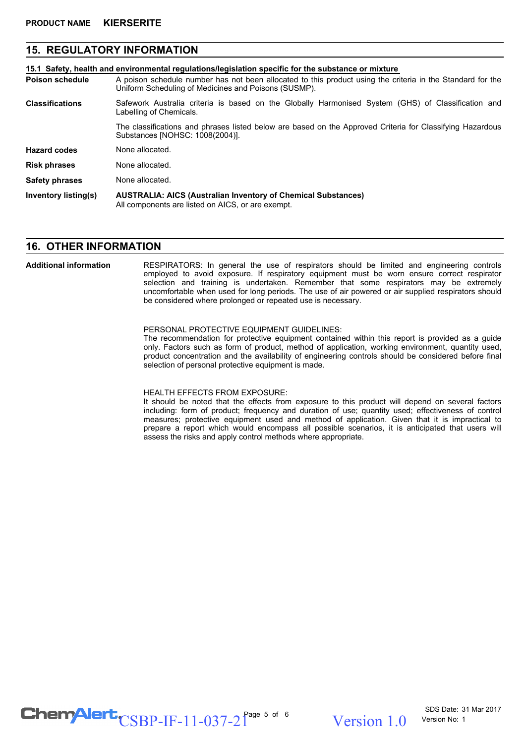## 15. REGULATORY INFORMATION

**15.1 Safety, health and environmental regulations/legislation specific for the substance or mixture**

**Poison schedule** A poison schedule number has not been allocated to this product using the criteria in the Standard for the Uniform Scheduling of Medicines and Poisons (SUSMP).

**Classifications** Safework Australia criteria is based on the Globally Harmonised System (GHS) of Classification and Labelling of Chemicals.

The classifications and phrases listed below are based on the Approved Criteria for Classifying Hazardous Substances [NOHSC: 1008(2004)].

**Hazard codes** None allocated.

**Risk phrases** None allocated.

**Safety phrases** None allocated.

**Inventory listing(s)** **AUSTRALIA: AICS (Australian Inventory of Chemical Substances)**
All components are listed on AICS, or are exempt.

## 16. OTHER INFORMATION

**Additional information**

RESPIRATORS: In general the use of respirators should be limited and engineering controls employed to avoid exposure. If respiratory equipment must be worn ensure correct respirator selection and training is undertaken. Remember that some respirators may be extremely uncomfortable when used for long periods. The use of air powered or air supplied respirators should be considered where prolonged or repeated use is necessary.

PERSONAL PROTECTIVE EQUIPMENT GUIDELINES:
The recommendation for protective equipment contained within this report is provided as a guide only. Factors such as form of product, method of application, working environment, quantity used, product concentration and the availability of engineering controls should be considered before final selection of personal protective equipment is made.

HEALTH EFFECTS FROM EXPOSURE:
It should be noted that the effects from exposure to this product will depend on several factors including: form of product; frequency and duration of use; quantity used; effectiveness of control measures; protective equipment used and method of application. Given that it is impractical to prepare a report which would encompass all possible scenarios, it is anticipated that users will assess the risks and apply control methods where appropriate.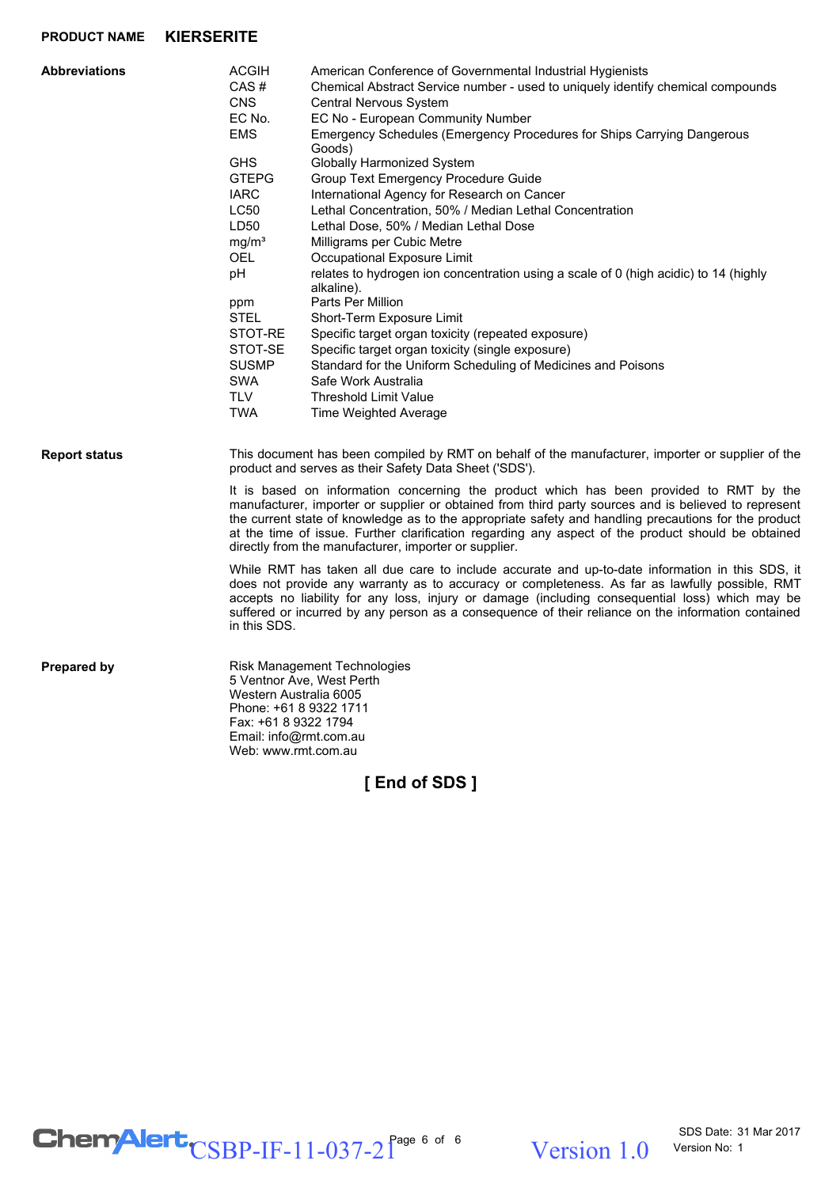**PRODUCT NAME** **KIERSERITE**

**Abbreviations**

| | |
|---|---|
| ACGIH | American Conference of Governmental Industrial Hygienists |
| CAS # | Chemical Abstract Service number - used to uniquely identify chemical compounds |
| CNS | Central Nervous System |
| EC No. | EC No - European Community Number |
| EMS | Emergency Schedules (Emergency Procedures for Ships Carrying Dangerous Goods) |
| GHS | Globally Harmonized System |
| GTEPG | Group Text Emergency Procedure Guide |
| IARC | International Agency for Research on Cancer |
| LC50 | Lethal Concentration, 50% / Median Lethal Concentration |
| LD50 | Lethal Dose, 50% / Median Lethal Dose |
| $mg/m^3$ | Milligrams per Cubic Metre |
| OEL | Occupational Exposure Limit |
| pH | relates to hydrogen ion concentration using a scale of 0 (high acidic) to 14 (highly alkaline). |
| ppm | Parts Per Million |
| STEL | Short-Term Exposure Limit |
| STOT-RE | Specific target organ toxicity (repeated exposure) |
| STOT-SE | Specific target organ toxicity (single exposure) |
| SUSMP | Standard for the Uniform Scheduling of Medicines and Poisons |
| SWA | Safe Work Australia |
| TLV | Threshold Limit Value |
| TWA | Time Weighted Average |

**Report status**

This document has been compiled by RMT on behalf of the manufacturer, importer or supplier of the product and serves as their Safety Data Sheet ('SDS').

It is based on information concerning the product which has been provided to RMT by the manufacturer, importer or supplier or obtained from third party sources and is believed to represent the current state of knowledge as to the appropriate safety and handling precautions for the product at the time of issue. Further clarification regarding any aspect of the product should be obtained directly from the manufacturer, importer or supplier.

While RMT has taken all due care to include accurate and up-to-date information in this SDS, it does not provide any warranty as to accuracy or completeness. As far as lawfully possible, RMT accepts no liability for any loss, injury or damage (including consequential loss) which may be suffered or incurred by any person as a consequence of their reliance on the information contained in this SDS.

**Prepared by**

Risk Management Technologies
5 Ventnor Ave, West Perth
Western Australia 6005
Phone: +61 8 9322 1711
Fax: +61 8 9322 1794
Email: info@rmt.com.au
Web: www.rmt.com.au

**[ End of SDS ]**

CSBP-IF-11-037-21 Version 1.0

SDS Date: 31 Mar 2017
Version No: 1